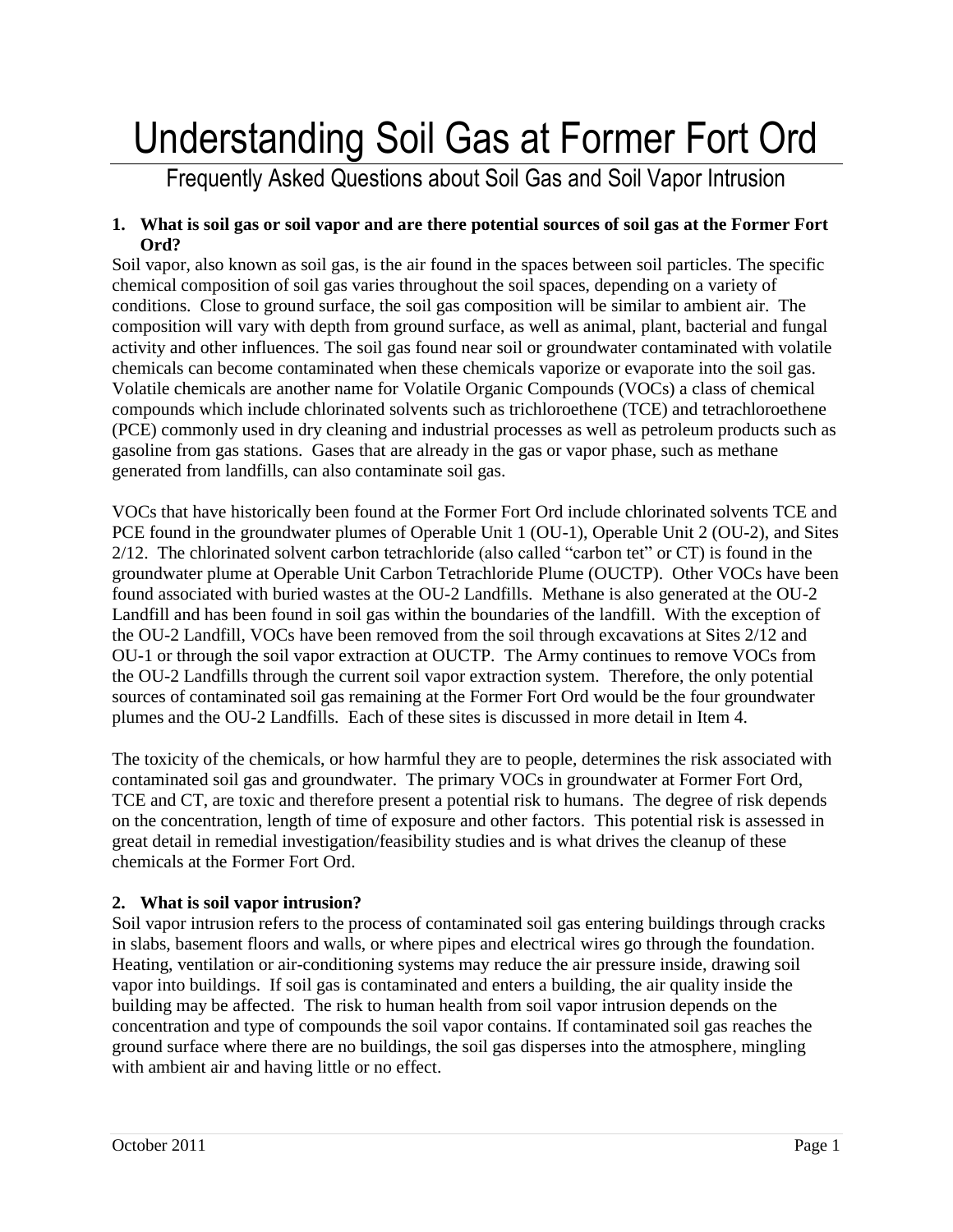# Understanding Soil Gas at Former Fort Ord

## Frequently Asked Questions about Soil Gas and Soil Vapor Intrusion

**1. What is soil gas or soil vapor and are there potential sources of soil gas at the Former Fort Ord?**

Soil vapor, also known as soil gas, is the air found in the spaces between soil particles. The specific chemical composition of soil gas varies throughout the soil spaces, depending on a variety of conditions. Close to ground surface, the soil gas composition will be similar to ambient air. The composition will vary with depth from ground surface, as well as animal, plant, bacterial and fungal activity and other influences. The soil gas found near soil or groundwater contaminated with volatile chemicals can become contaminated when these chemicals vaporize or evaporate into the soil gas. Volatile chemicals are another name for Volatile Organic Compounds (VOCs) a class of chemical compounds which include chlorinated solvents such as trichloroethene (TCE) and tetrachloroethene (PCE) commonly used in dry cleaning and industrial processes as well as petroleum products such as gasoline from gas stations. Gases that are already in the gas or vapor phase, such as methane generated from landfills, can also contaminate soil gas.

VOCs that have historically been found at the Former Fort Ord include chlorinated solvents TCE and PCE found in the groundwater plumes of Operable Unit 1 (OU-1), Operable Unit 2 (OU-2), and Sites 2/12. The chlorinated solvent carbon tetrachloride (also called "carbon tet" or CT) is found in the groundwater plume at Operable Unit Carbon Tetrachloride Plume (OUCTP). Other VOCs have been found associated with buried wastes at the OU-2 Landfills. Methane is also generated at the OU-2 Landfill and has been found in soil gas within the boundaries of the landfill. With the exception of the OU-2 Landfill, VOCs have been removed from the soil through excavations at Sites 2/12 and OU-1 or through the soil vapor extraction at OUCTP. The Army continues to remove VOCs from the OU-2 Landfills through the current soil vapor extraction system. Therefore, the only potential sources of contaminated soil gas remaining at the Former Fort Ord would be the four groundwater plumes and the OU-2 Landfills. Each of these sites is discussed in more detail in Item 4.

The toxicity of the chemicals, or how harmful they are to people, determines the risk associated with contaminated soil gas and groundwater. The primary VOCs in groundwater at Former Fort Ord, TCE and CT, are toxic and therefore present a potential risk to humans. The degree of risk depends on the concentration, length of time of exposure and other factors. This potential risk is assessed in great detail in remedial investigation/feasibility studies and is what drives the cleanup of these chemicals at the Former Fort Ord.

**2. What is soil vapor intrusion?**

Soil vapor intrusion refers to the process of contaminated soil gas entering buildings through cracks in slabs, basement floors and walls, or where pipes and electrical wires go through the foundation. Heating, ventilation or air-conditioning systems may reduce the air pressure inside, drawing soil vapor into buildings. If soil gas is contaminated and enters a building, the air quality inside the building may be affected. The risk to human health from soil vapor intrusion depends on the concentration and type of compounds the soil vapor contains. If contaminated soil gas reaches the ground surface where there are no buildings, the soil gas disperses into the atmosphere, mingling with ambient air and having little or no effect.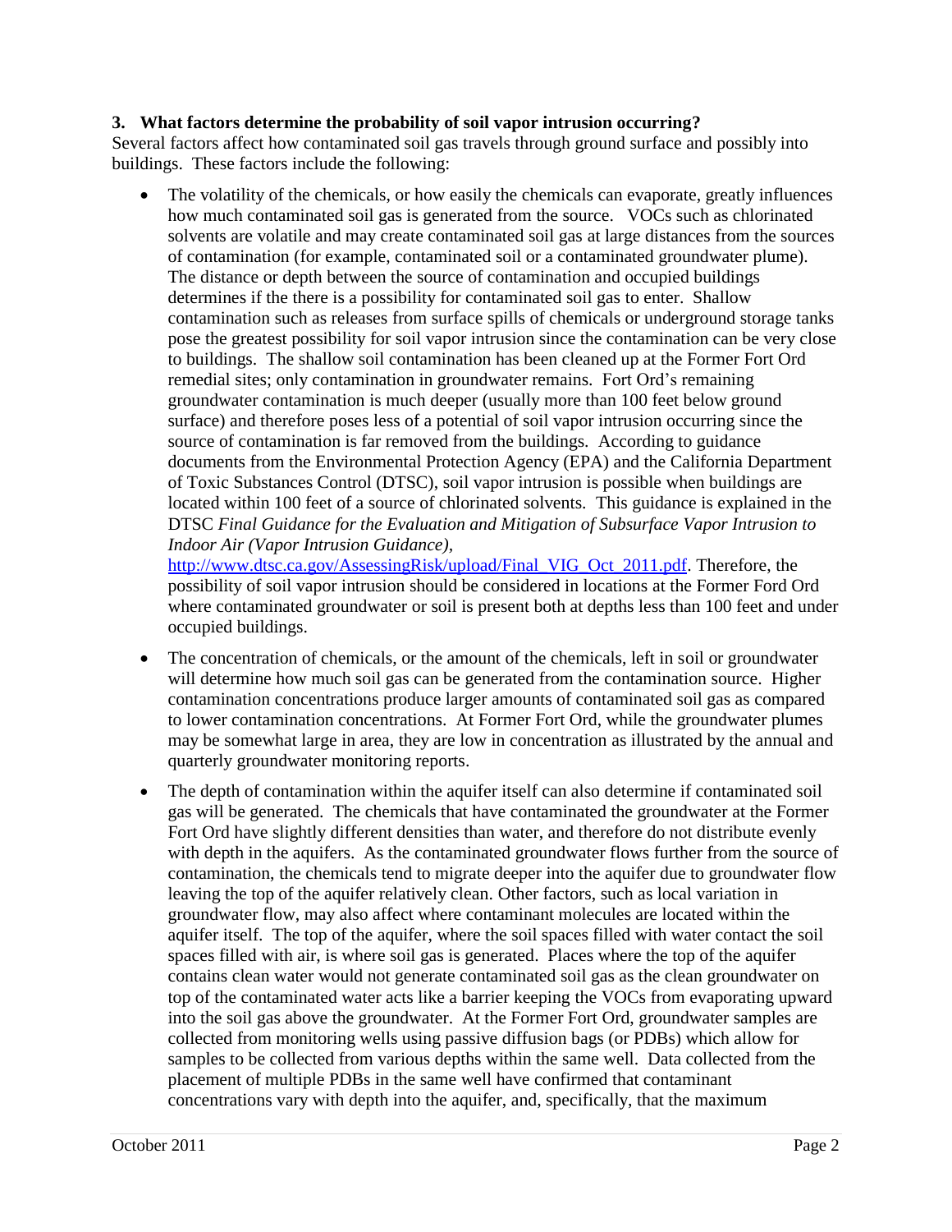**3. What factors determine the probability of soil vapor intrusion occurring?**

Several factors affect how contaminated soil gas travels through ground surface and possibly into buildings. These factors include the following:

- The volatility of the chemicals, or how easily the chemicals can evaporate, greatly influences how much contaminated soil gas is generated from the source. VOCs such as chlorinated solvents are volatile and may create contaminated soil gas at large distances from the sources of contamination (for example, contaminated soil or a contaminated groundwater plume). The distance or depth between the source of contamination and occupied buildings determines if the there is a possibility for contaminated soil gas to enter. Shallow contamination such as releases from surface spills of chemicals or underground storage tanks pose the greatest possibility for soil vapor intrusion since the contamination can be very close to buildings. The shallow soil contamination has been cleaned up at the Former Fort Ord remedial sites; only contamination in groundwater remains. Fort Ord's remaining groundwater contamination is much deeper (usually more than 100 feet below ground surface) and therefore poses less of a potential of soil vapor intrusion occurring since the source of contamination is far removed from the buildings. According to guidance documents from the Environmental Protection Agency (EPA) and the California Department of Toxic Substances Control (DTSC), soil vapor intrusion is possible when buildings are located within 100 feet of a source of chlorinated solvents. This guidance is explained in the DTSC *Final Guidance for the Evaluation and Mitigation of Subsurface Vapor Intrusion to Indoor Air (Vapor Intrusion Guidance)*, http://www.dtsc.ca.gov/AssessingRisk/upload/Final_VIG_Oct_2011.pdf. Therefore, the possibility of soil vapor intrusion should be considered in locations at the Former Ford Ord where contaminated groundwater or soil is present both at depths less than 100 feet and under occupied buildings.

- The concentration of chemicals, or the amount of the chemicals, left in soil or groundwater will determine how much soil gas can be generated from the contamination source. Higher contamination concentrations produce larger amounts of contaminated soil gas as compared to lower contamination concentrations. At Former Fort Ord, while the groundwater plumes may be somewhat large in area, they are low in concentration as illustrated by the annual and quarterly groundwater monitoring reports.

- The depth of contamination within the aquifer itself can also determine if contaminated soil gas will be generated. The chemicals that have contaminated the groundwater at the Former Fort Ord have slightly different densities than water, and therefore do not distribute evenly with depth in the aquifers. As the contaminated groundwater flows further from the source of contamination, the chemicals tend to migrate deeper into the aquifer due to groundwater flow leaving the top of the aquifer relatively clean. Other factors, such as local variation in groundwater flow, may also affect where contaminant molecules are located within the aquifer itself. The top of the aquifer, where the soil spaces filled with water contact the soil spaces filled with air, is where soil gas is generated. Places where the top of the aquifer contains clean water would not generate contaminated soil gas as the clean groundwater on top of the contaminated water acts like a barrier keeping the VOCs from evaporating upward into the soil gas above the groundwater. At the Former Fort Ord, groundwater samples are collected from monitoring wells using passive diffusion bags (or PDBs) which allow for samples to be collected from various depths within the same well. Data collected from the placement of multiple PDBs in the same well have confirmed that contaminant concentrations vary with depth into the aquifer, and, specifically, that the maximum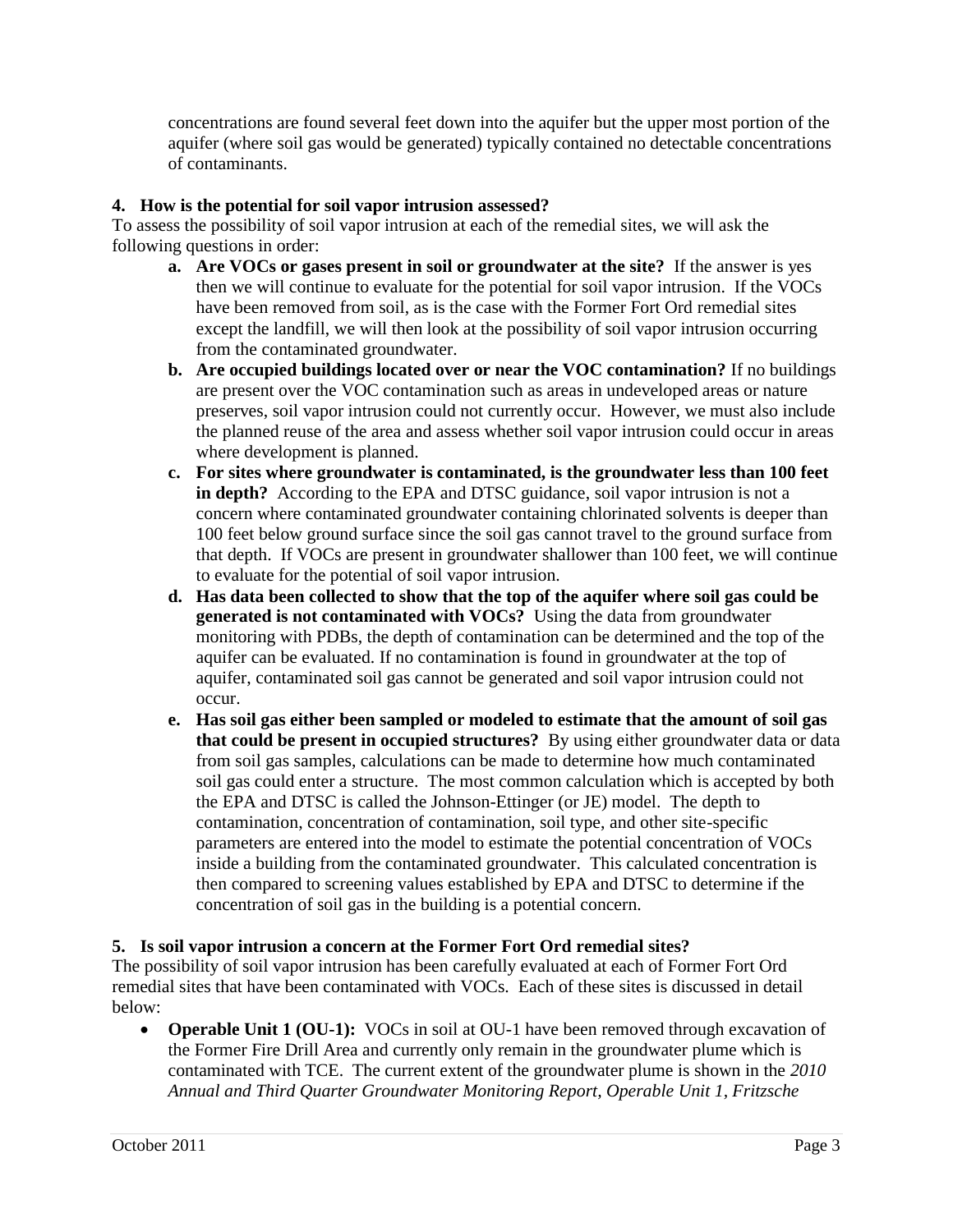concentrations are found several feet down into the aquifer but the upper most portion of the aquifer (where soil gas would be generated) typically contained no detectable concentrations of contaminants.

**4. How is the potential for soil vapor intrusion assessed?**

To assess the possibility of soil vapor intrusion at each of the remedial sites, we will ask the following questions in order:

- **a. Are VOCs or gases present in soil or groundwater at the site?** If the answer is yes then we will continue to evaluate for the potential for soil vapor intrusion. If the VOCs have been removed from soil, as is the case with the Former Fort Ord remedial sites except the landfill, we will then look at the possibility of soil vapor intrusion occurring from the contaminated groundwater.
- **b. Are occupied buildings located over or near the VOC contamination?** If no buildings are present over the VOC contamination such as areas in undeveloped areas or nature preserves, soil vapor intrusion could not currently occur. However, we must also include the planned reuse of the area and assess whether soil vapor intrusion could occur in areas where development is planned.
- **c. For sites where groundwater is contaminated, is the groundwater less than 100 feet in depth?** According to the EPA and DTSC guidance, soil vapor intrusion is not a concern where contaminated groundwater containing chlorinated solvents is deeper than 100 feet below ground surface since the soil gas cannot travel to the ground surface from that depth. If VOCs are present in groundwater shallower than 100 feet, we will continue to evaluate for the potential of soil vapor intrusion.
- **d. Has data been collected to show that the top of the aquifer where soil gas could be generated is not contaminated with VOCs?** Using the data from groundwater monitoring with PDBs, the depth of contamination can be determined and the top of the aquifer can be evaluated. If no contamination is found in groundwater at the top of aquifer, contaminated soil gas cannot be generated and soil vapor intrusion could not occur.
- **e. Has soil gas either been sampled or modeled to estimate that the amount of soil gas that could be present in occupied structures?** By using either groundwater data or data from soil gas samples, calculations can be made to determine how much contaminated soil gas could enter a structure. The most common calculation which is accepted by both the EPA and DTSC is called the Johnson-Ettinger (or JE) model. The depth to contamination, concentration of contamination, soil type, and other site-specific parameters are entered into the model to estimate the potential concentration of VOCs inside a building from the contaminated groundwater. This calculated concentration is then compared to screening values established by EPA and DTSC to determine if the concentration of soil gas in the building is a potential concern.

**5. Is soil vapor intrusion a concern at the Former Fort Ord remedial sites?**

The possibility of soil vapor intrusion has been carefully evaluated at each of Former Fort Ord remedial sites that have been contaminated with VOCs. Each of these sites is discussed in detail below:

- **Operable Unit 1 (OU-1):** VOCs in soil at OU-1 have been removed through excavation of the Former Fire Drill Area and currently only remain in the groundwater plume which is contaminated with TCE. The current extent of the groundwater plume is shown in the *2010 Annual and Third Quarter Groundwater Monitoring Report, Operable Unit 1, Fritzsche*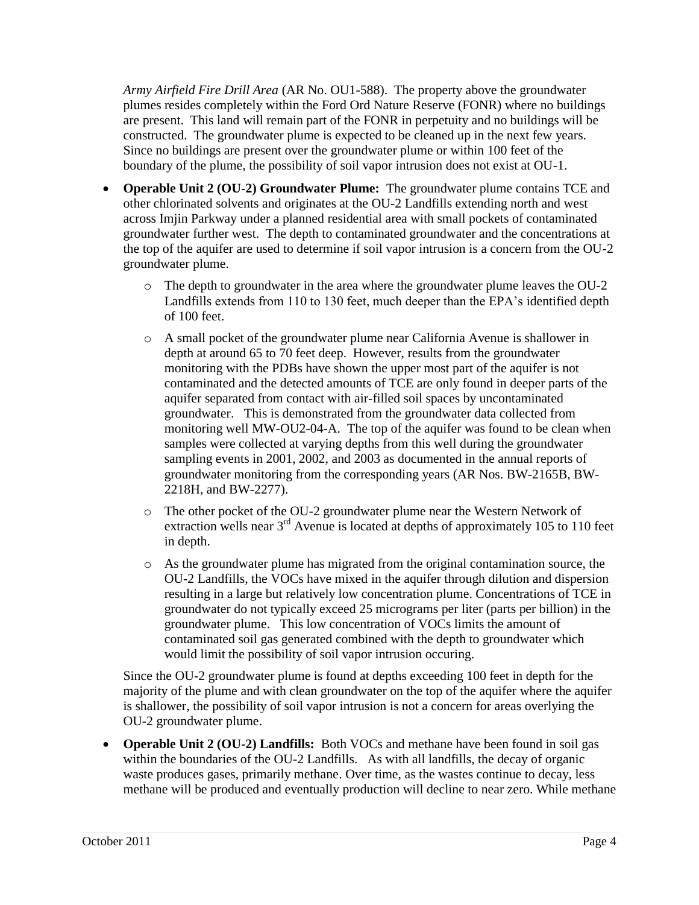*Army Airfield Fire Drill Area* (AR No. OU1-588). The property above the groundwater plumes resides completely within the Ford Ord Nature Reserve (FONR) where no buildings are present. This land will remain part of the FONR in perpetuity and no buildings will be constructed. The groundwater plume is expected to be cleaned up in the next few years. Since no buildings are present over the groundwater plume or within 100 feet of the boundary of the plume, the possibility of soil vapor intrusion does not exist at OU-1.

- **Operable Unit 2 (OU-2) Groundwater Plume:** The groundwater plume contains TCE and other chlorinated solvents and originates at the OU-2 Landfills extending north and west across Imjin Parkway under a planned residential area with small pockets of contaminated groundwater further west. The depth to contaminated groundwater and the concentrations at the top of the aquifer are used to determine if soil vapor intrusion is a concern from the OU-2 groundwater plume.
    - The depth to groundwater in the area where the groundwater plume leaves the OU-2 Landfills extends from 110 to 130 feet, much deeper than the EPA's identified depth of 100 feet.
    - A small pocket of the groundwater plume near California Avenue is shallower in depth at around 65 to 70 feet deep. However, results from the groundwater monitoring with the PDBs have shown the upper most part of the aquifer is not contaminated and the detected amounts of TCE are only found in deeper parts of the aquifer separated from contact with air-filled soil spaces by uncontaminated groundwater. This is demonstrated from the groundwater data collected from monitoring well MW-OU2-04-A. The top of the aquifer was found to be clean when samples were collected at varying depths from this well during the groundwater sampling events in 2001, 2002, and 2003 as documented in the annual reports of groundwater monitoring from the corresponding years (AR Nos. BW-2165B, BW-2218H, and BW-2277).
    - The other pocket of the OU-2 groundwater plume near the Western Network of extraction wells near 3rd Avenue is located at depths of approximately 105 to 110 feet in depth.
    - As the groundwater plume has migrated from the original contamination source, the OU-2 Landfills, the VOCs have mixed in the aquifer through dilution and dispersion resulting in a large but relatively low concentration plume. Concentrations of TCE in groundwater do not typically exceed 25 micrograms per liter (parts per billion) in the groundwater plume. This low concentration of VOCs limits the amount of contaminated soil gas generated combined with the depth to groundwater which would limit the possibility of soil vapor intrusion occuring.

  Since the OU-2 groundwater plume is found at depths exceeding 100 feet in depth for the majority of the plume and with clean groundwater on the top of the aquifer where the aquifer is shallower, the possibility of soil vapor intrusion is not a concern for areas overlying the OU-2 groundwater plume.

- **Operable Unit 2 (OU-2) Landfills:** Both VOCs and methane have been found in soil gas within the boundaries of the OU-2 Landfills. As with all landfills, the decay of organic waste produces gases, primarily methane. Over time, as the wastes continue to decay, less methane will be produced and eventually production will decline to near zero. While methane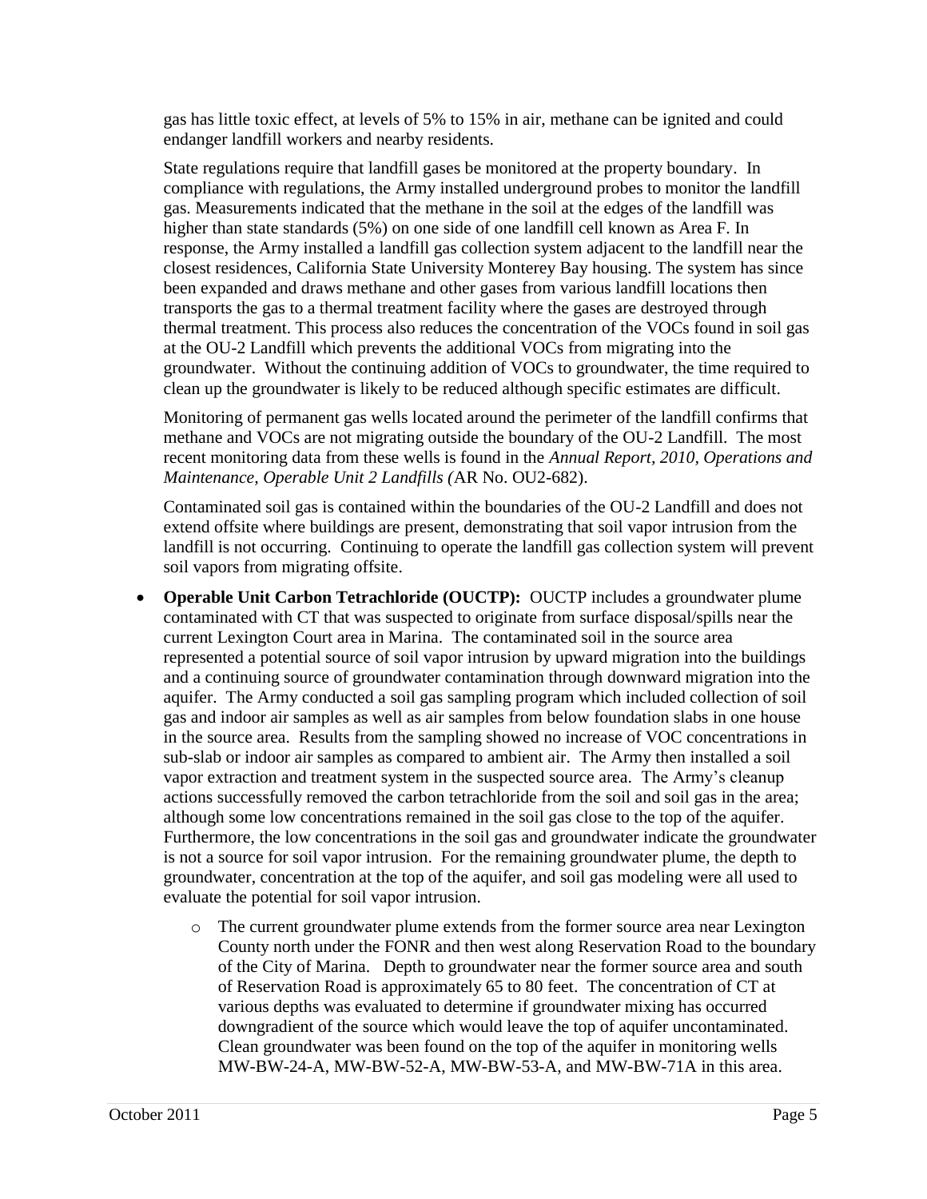gas has little toxic effect, at levels of 5% to 15% in air, methane can be ignited and could endanger landfill workers and nearby residents.

State regulations require that landfill gases be monitored at the property boundary. In compliance with regulations, the Army installed underground probes to monitor the landfill gas. Measurements indicated that the methane in the soil at the edges of the landfill was higher than state standards (5%) on one side of one landfill cell known as Area F. In response, the Army installed a landfill gas collection system adjacent to the landfill near the closest residences, California State University Monterey Bay housing. The system has since been expanded and draws methane and other gases from various landfill locations then transports the gas to a thermal treatment facility where the gases are destroyed through thermal treatment. This process also reduces the concentration of the VOCs found in soil gas at the OU-2 Landfill which prevents the additional VOCs from migrating into the groundwater. Without the continuing addition of VOCs to groundwater, the time required to clean up the groundwater is likely to be reduced although specific estimates are difficult.

Monitoring of permanent gas wells located around the perimeter of the landfill confirms that methane and VOCs are not migrating outside the boundary of the OU-2 Landfill. The most recent monitoring data from these wells is found in the *Annual Report, 2010, Operations and Maintenance, Operable Unit 2 Landfills (*AR No. OU2-682).

Contaminated soil gas is contained within the boundaries of the OU-2 Landfill and does not extend offsite where buildings are present, demonstrating that soil vapor intrusion from the landfill is not occurring. Continuing to operate the landfill gas collection system will prevent soil vapors from migrating offsite.

- **Operable Unit Carbon Tetrachloride (OUCTP):** OUCTP includes a groundwater plume contaminated with CT that was suspected to originate from surface disposal/spills near the current Lexington Court area in Marina. The contaminated soil in the source area represented a potential source of soil vapor intrusion by upward migration into the buildings and a continuing source of groundwater contamination through downward migration into the aquifer. The Army conducted a soil gas sampling program which included collection of soil gas and indoor air samples as well as air samples from below foundation slabs in one house in the source area. Results from the sampling showed no increase of VOC concentrations in sub-slab or indoor air samples as compared to ambient air. The Army then installed a soil vapor extraction and treatment system in the suspected source area. The Army's cleanup actions successfully removed the carbon tetrachloride from the soil and soil gas in the area; although some low concentrations remained in the soil gas close to the top of the aquifer. Furthermore, the low concentrations in the soil gas and groundwater indicate the groundwater is not a source for soil vapor intrusion. For the remaining groundwater plume, the depth to groundwater, concentration at the top of the aquifer, and soil gas modeling were all used to evaluate the potential for soil vapor intrusion.
    - The current groundwater plume extends from the former source area near Lexington County north under the FONR and then west along Reservation Road to the boundary of the City of Marina. Depth to groundwater near the former source area and south of Reservation Road is approximately 65 to 80 feet. The concentration of CT at various depths was evaluated to determine if groundwater mixing has occurred downgradient of the source which would leave the top of aquifer uncontaminated. Clean groundwater was been found on the top of the aquifer in monitoring wells MW-BW-24-A, MW-BW-52-A, MW-BW-53-A, and MW-BW-71A in this area.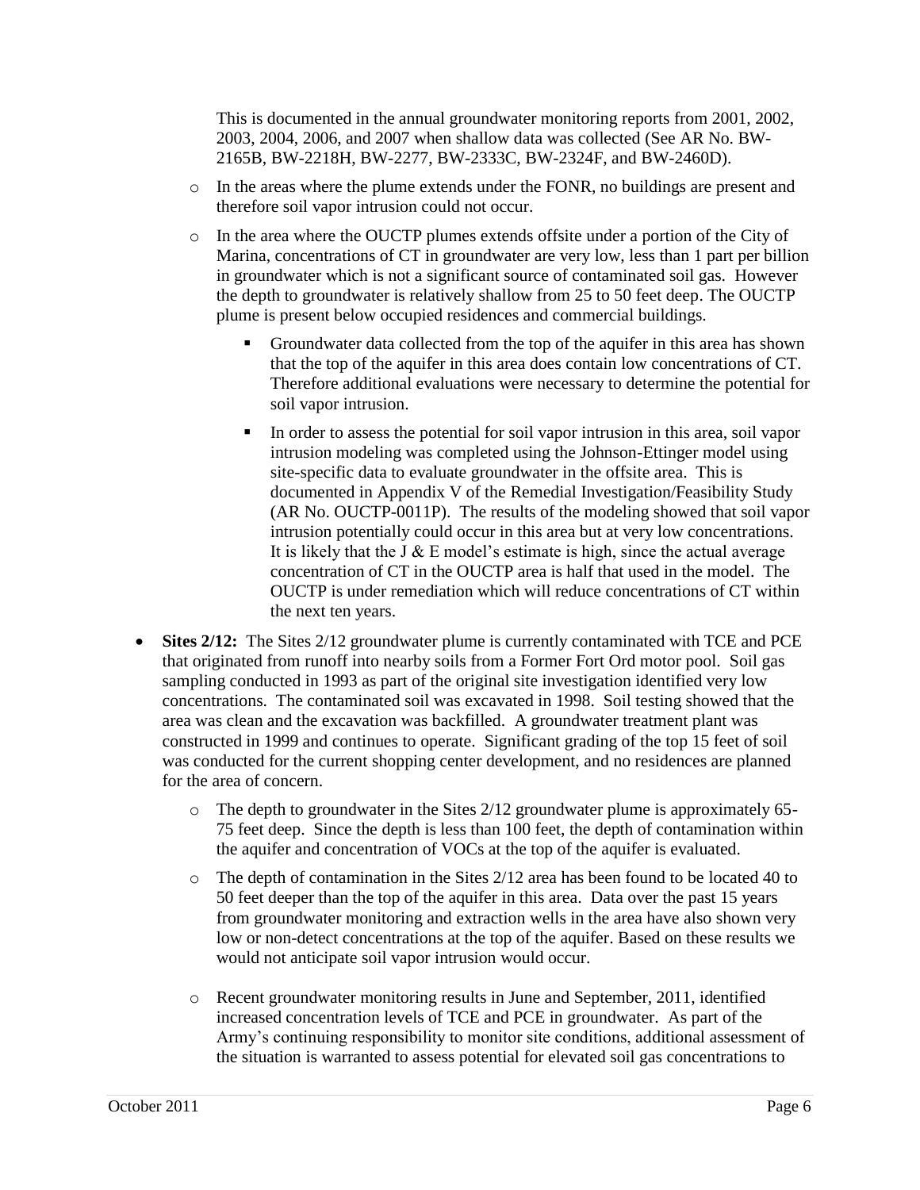This is documented in the annual groundwater monitoring reports from 2001, 2002, 2003, 2004, 2006, and 2007 when shallow data was collected (See AR No. BW-2165B, BW-2218H, BW-2277, BW-2333C, BW-2324F, and BW-2460D).

  - In the areas where the plume extends under the FONR, no buildings are present and therefore soil vapor intrusion could not occur.
  - In the area where the OUCTP plumes extends offsite under a portion of the City of Marina, concentrations of CT in groundwater are very low, less than 1 part per billion in groundwater which is not a significant source of contaminated soil gas. However the depth to groundwater is relatively shallow from 25 to 50 feet deep. The OUCTP plume is present below occupied residences and commercial buildings.
    - Groundwater data collected from the top of the aquifer in this area has shown that the top of the aquifer in this area does contain low concentrations of CT. Therefore additional evaluations were necessary to determine the potential for soil vapor intrusion.
    - In order to assess the potential for soil vapor intrusion in this area, soil vapor intrusion modeling was completed using the Johnson-Ettinger model using site-specific data to evaluate groundwater in the offsite area. This is documented in Appendix V of the Remedial Investigation/Feasibility Study (AR No. OUCTP-0011P). The results of the modeling showed that soil vapor intrusion potentially could occur in this area but at very low concentrations. It is likely that the J & E model's estimate is high, since the actual average concentration of CT in the OUCTP area is half that used in the model. The OUCTP is under remediation which will reduce concentrations of CT within the next ten years.

- **Sites 2/12:** The Sites 2/12 groundwater plume is currently contaminated with TCE and PCE that originated from runoff into nearby soils from a Former Fort Ord motor pool. Soil gas sampling conducted in 1993 as part of the original site investigation identified very low concentrations. The contaminated soil was excavated in 1998. Soil testing showed that the area was clean and the excavation was backfilled. A groundwater treatment plant was constructed in 1999 and continues to operate. Significant grading of the top 15 feet of soil was conducted for the current shopping center development, and no residences are planned for the area of concern.
  - The depth to groundwater in the Sites 2/12 groundwater plume is approximately 65-75 feet deep. Since the depth is less than 100 feet, the depth of contamination within the aquifer and concentration of VOCs at the top of the aquifer is evaluated.
  - The depth of contamination in the Sites 2/12 area has been found to be located 40 to 50 feet deeper than the top of the aquifer in this area. Data over the past 15 years from groundwater monitoring and extraction wells in the area have also shown very low or non-detect concentrations at the top of the aquifer. Based on these results we would not anticipate soil vapor intrusion would occur.
  - Recent groundwater monitoring results in June and September, 2011, identified increased concentration levels of TCE and PCE in groundwater. As part of the Army's continuing responsibility to monitor site conditions, additional assessment of the situation is warranted to assess potential for elevated soil gas concentrations to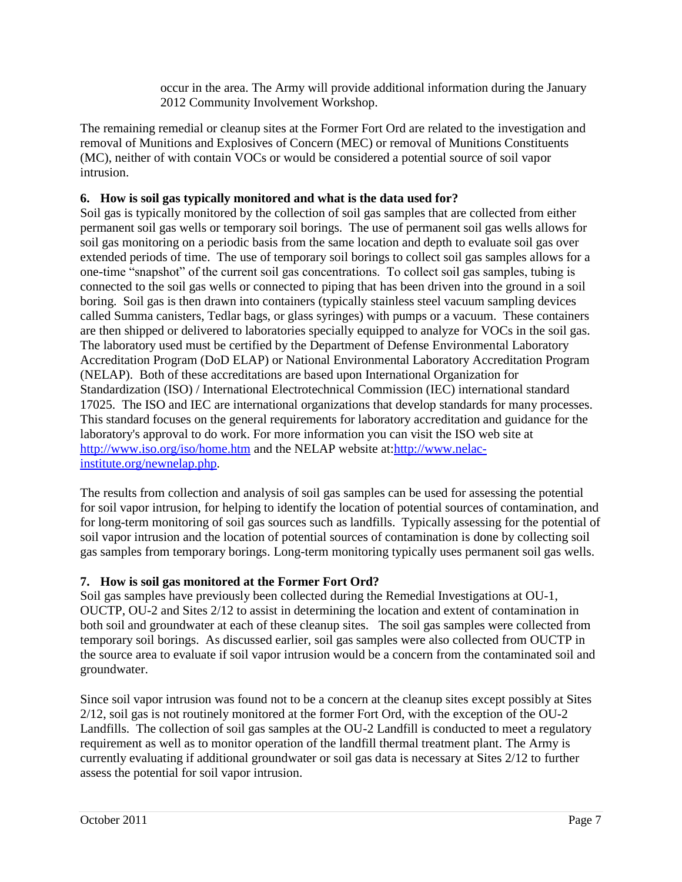occur in the area. The Army will provide additional information during the January 2012 Community Involvement Workshop.

The remaining remedial or cleanup sites at the Former Fort Ord are related to the investigation and removal of Munitions and Explosives of Concern (MEC) or removal of Munitions Constituents (MC), neither of with contain VOCs or would be considered a potential source of soil vapor intrusion.

**6. How is soil gas typically monitored and what is the data used for?**

Soil gas is typically monitored by the collection of soil gas samples that are collected from either permanent soil gas wells or temporary soil borings. The use of permanent soil gas wells allows for soil gas monitoring on a periodic basis from the same location and depth to evaluate soil gas over extended periods of time. The use of temporary soil borings to collect soil gas samples allows for a one-time "snapshot" of the current soil gas concentrations. To collect soil gas samples, tubing is connected to the soil gas wells or connected to piping that has been driven into the ground in a soil boring. Soil gas is then drawn into containers (typically stainless steel vacuum sampling devices called Summa canisters, Tedlar bags, or glass syringes) with pumps or a vacuum. These containers are then shipped or delivered to laboratories specially equipped to analyze for VOCs in the soil gas. The laboratory used must be certified by the Department of Defense Environmental Laboratory Accreditation Program (DoD ELAP) or National Environmental Laboratory Accreditation Program (NELAP). Both of these accreditations are based upon International Organization for Standardization (ISO) / International Electrotechnical Commission (IEC) international standard 17025. The ISO and IEC are international organizations that develop standards for many processes. This standard focuses on the general requirements for laboratory accreditation and guidance for the laboratory's approval to do work. For more information you can visit the ISO web site at http://www.iso.org/iso/home.htm and the NELAP website at:http://www.nelac-institute.org/newnelap.php.

The results from collection and analysis of soil gas samples can be used for assessing the potential for soil vapor intrusion, for helping to identify the location of potential sources of contamination, and for long-term monitoring of soil gas sources such as landfills. Typically assessing for the potential of soil vapor intrusion and the location of potential sources of contamination is done by collecting soil gas samples from temporary borings. Long-term monitoring typically uses permanent soil gas wells.

**7. How is soil gas monitored at the Former Fort Ord?**

Soil gas samples have previously been collected during the Remedial Investigations at OU-1, OUCTP, OU-2 and Sites 2/12 to assist in determining the location and extent of contamination in both soil and groundwater at each of these cleanup sites. The soil gas samples were collected from temporary soil borings. As discussed earlier, soil gas samples were also collected from OUCTP in the source area to evaluate if soil vapor intrusion would be a concern from the contaminated soil and groundwater.

Since soil vapor intrusion was found not to be a concern at the cleanup sites except possibly at Sites 2/12, soil gas is not routinely monitored at the former Fort Ord, with the exception of the OU-2 Landfills. The collection of soil gas samples at the OU-2 Landfill is conducted to meet a regulatory requirement as well as to monitor operation of the landfill thermal treatment plant. The Army is currently evaluating if additional groundwater or soil gas data is necessary at Sites 2/12 to further assess the potential for soil vapor intrusion.